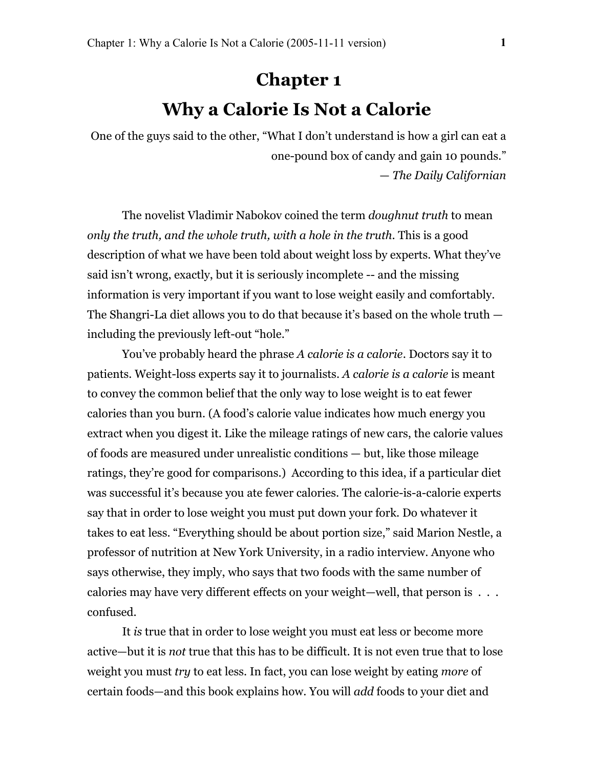# Chapter 1

# Why a Calorie Is Not a Calorie

One of the guys said to the other, "What I don't understand is how a girl can eat a one-pound box of candy and gain 10 pounds."
— *The Daily Californian*

The novelist Vladimir Nabokov coined the term *doughnut truth* to mean *only the truth, and the whole truth, with a hole in the truth*. This is a good description of what we have been told about weight loss by experts. What they've said isn't wrong, exactly, but it is seriously incomplete -- and the missing information is very important if you want to lose weight easily and comfortably. The Shangri-La diet allows you to do that because it's based on the whole truth — including the previously left-out "hole."

You've probably heard the phrase *A calorie is a calorie*. Doctors say it to patients. Weight-loss experts say it to journalists. *A calorie is a calorie* is meant to convey the common belief that the only way to lose weight is to eat fewer calories than you burn. (A food's calorie value indicates how much energy you extract when you digest it. Like the mileage ratings of new cars, the calorie values of foods are measured under unrealistic conditions — but, like those mileage ratings, they're good for comparisons.) According to this idea, if a particular diet was successful it's because you ate fewer calories. The calorie-is-a-calorie experts say that in order to lose weight you must put down your fork. Do whatever it takes to eat less. "Everything should be about portion size," said Marion Nestle, a professor of nutrition at New York University, in a radio interview. Anyone who says otherwise, they imply, who says that two foods with the same number of calories may have very different effects on your weight—well, that person is . . . confused.

It *is* true that in order to lose weight you must eat less or become more active—but it is *not* true that this has to be difficult. It is not even true that to lose weight you must *try* to eat less. In fact, you can lose weight by eating *more* of certain foods—and this book explains how. You will *add* foods to your diet and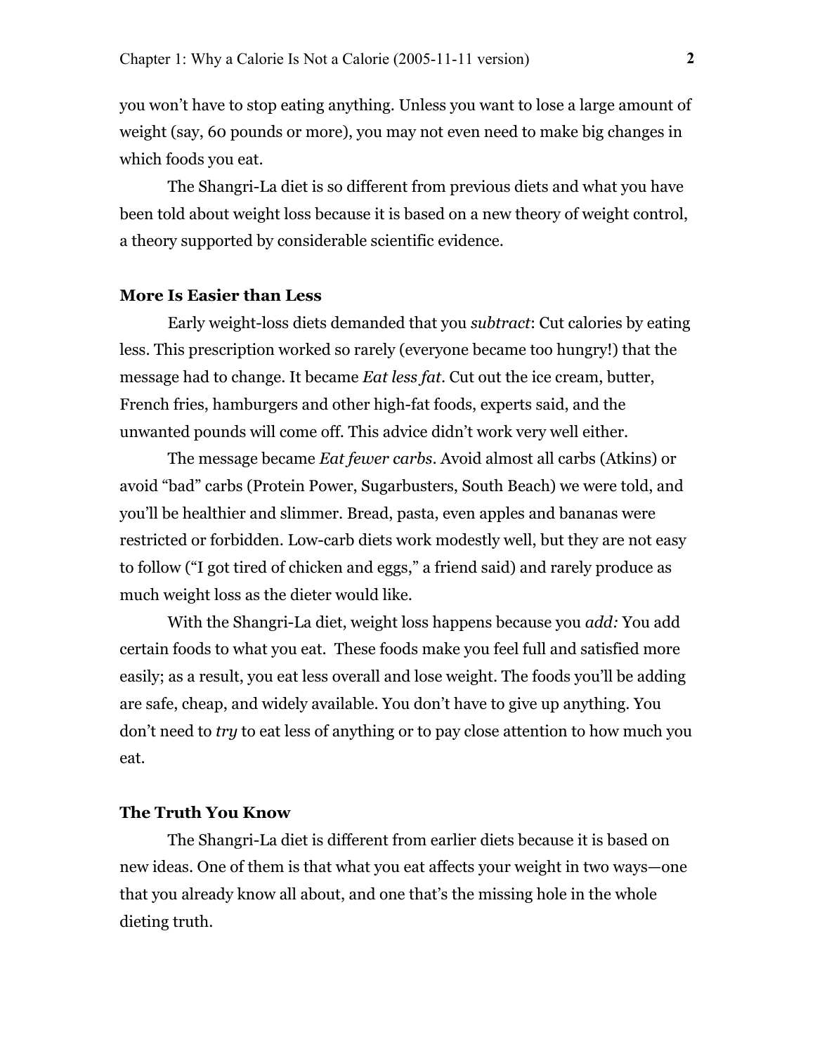you won't have to stop eating anything. Unless you want to lose a large amount of weight (say, 60 pounds or more), you may not even need to make big changes in which foods you eat.

The Shangri-La diet is so different from previous diets and what you have been told about weight loss because it is based on a new theory of weight control, a theory supported by considerable scientific evidence.

### More Is Easier than Less

Early weight-loss diets demanded that you *subtract*: Cut calories by eating less. This prescription worked so rarely (everyone became too hungry!) that the message had to change. It became *Eat less fat*. Cut out the ice cream, butter, French fries, hamburgers and other high-fat foods, experts said, and the unwanted pounds will come off. This advice didn't work very well either.

The message became *Eat fewer carbs*. Avoid almost all carbs (Atkins) or avoid "bad" carbs (Protein Power, Sugarbusters, South Beach) we were told, and you'll be healthier and slimmer. Bread, pasta, even apples and bananas were restricted or forbidden. Low-carb diets work modestly well, but they are not easy to follow ("I got tired of chicken and eggs," a friend said) and rarely produce as much weight loss as the dieter would like.

With the Shangri-La diet, weight loss happens because you *add:* You add certain foods to what you eat. These foods make you feel full and satisfied more easily; as a result, you eat less overall and lose weight. The foods you'll be adding are safe, cheap, and widely available. You don't have to give up anything. You don't need to *try* to eat less of anything or to pay close attention to how much you eat.

### The Truth You Know

The Shangri-La diet is different from earlier diets because it is based on new ideas. One of them is that what you eat affects your weight in two ways—one that you already know all about, and one that's the missing hole in the whole dieting truth.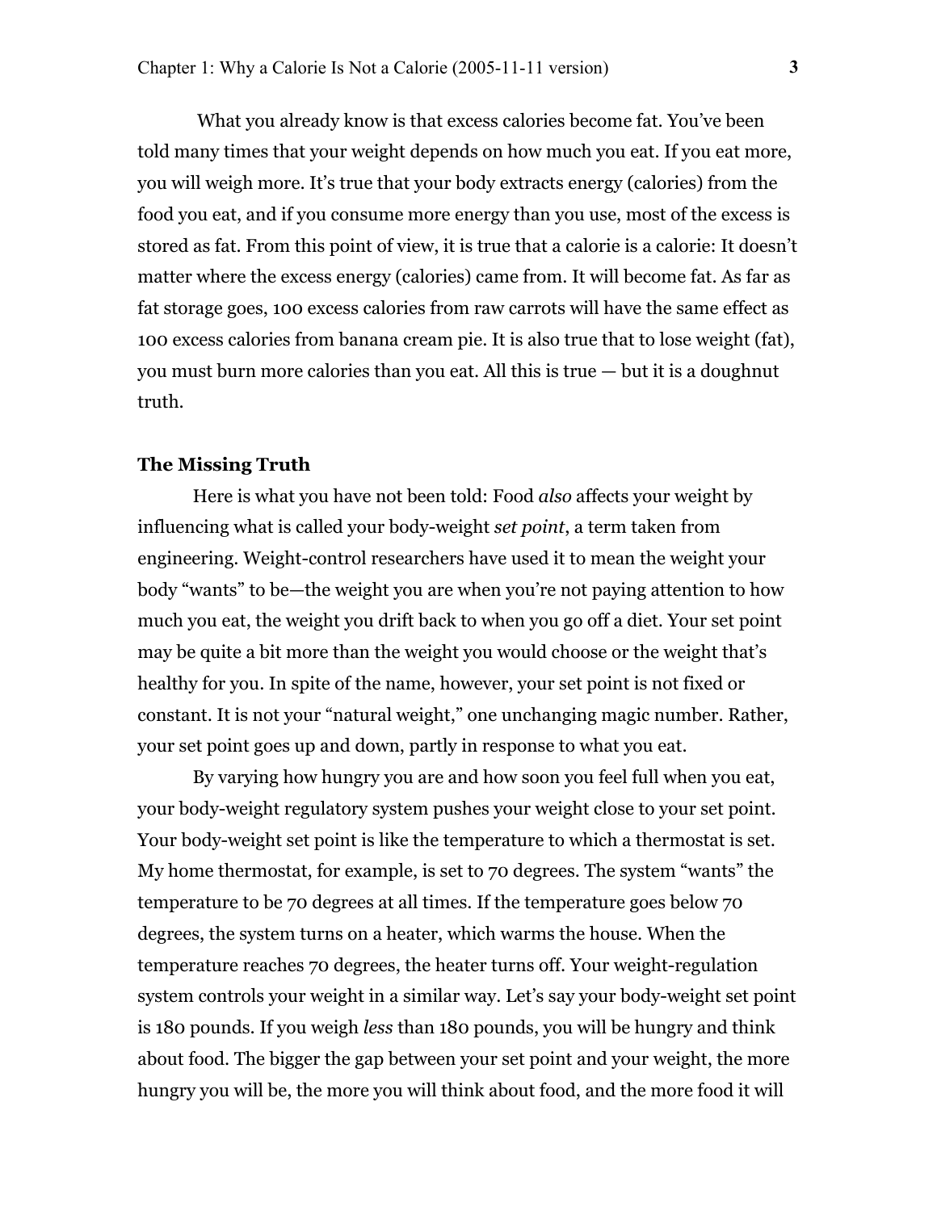What you already know is that excess calories become fat. You've been told many times that your weight depends on how much you eat. If you eat more, you will weigh more. It's true that your body extracts energy (calories) from the food you eat, and if you consume more energy than you use, most of the excess is stored as fat. From this point of view, it is true that a calorie is a calorie: It doesn't matter where the excess energy (calories) came from. It will become fat. As far as fat storage goes, 100 excess calories from raw carrots will have the same effect as 100 excess calories from banana cream pie. It is also true that to lose weight (fat), you must burn more calories than you eat. All this is true — but it is a doughnut truth.

### The Missing Truth

Here is what you have not been told: Food *also* affects your weight by influencing what is called your body-weight *set point*, a term taken from engineering. Weight-control researchers have used it to mean the weight your body "wants" to be—the weight you are when you're not paying attention to how much you eat, the weight you drift back to when you go off a diet. Your set point may be quite a bit more than the weight you would choose or the weight that's healthy for you. In spite of the name, however, your set point is not fixed or constant. It is not your "natural weight," one unchanging magic number. Rather, your set point goes up and down, partly in response to what you eat.

By varying how hungry you are and how soon you feel full when you eat, your body-weight regulatory system pushes your weight close to your set point. Your body-weight set point is like the temperature to which a thermostat is set. My home thermostat, for example, is set to 70 degrees. The system "wants" the temperature to be 70 degrees at all times. If the temperature goes below 70 degrees, the system turns on a heater, which warms the house. When the temperature reaches 70 degrees, the heater turns off. Your weight-regulation system controls your weight in a similar way. Let's say your body-weight set point is 180 pounds. If you weigh *less* than 180 pounds, you will be hungry and think about food. The bigger the gap between your set point and your weight, the more hungry you will be, the more you will think about food, and the more food it will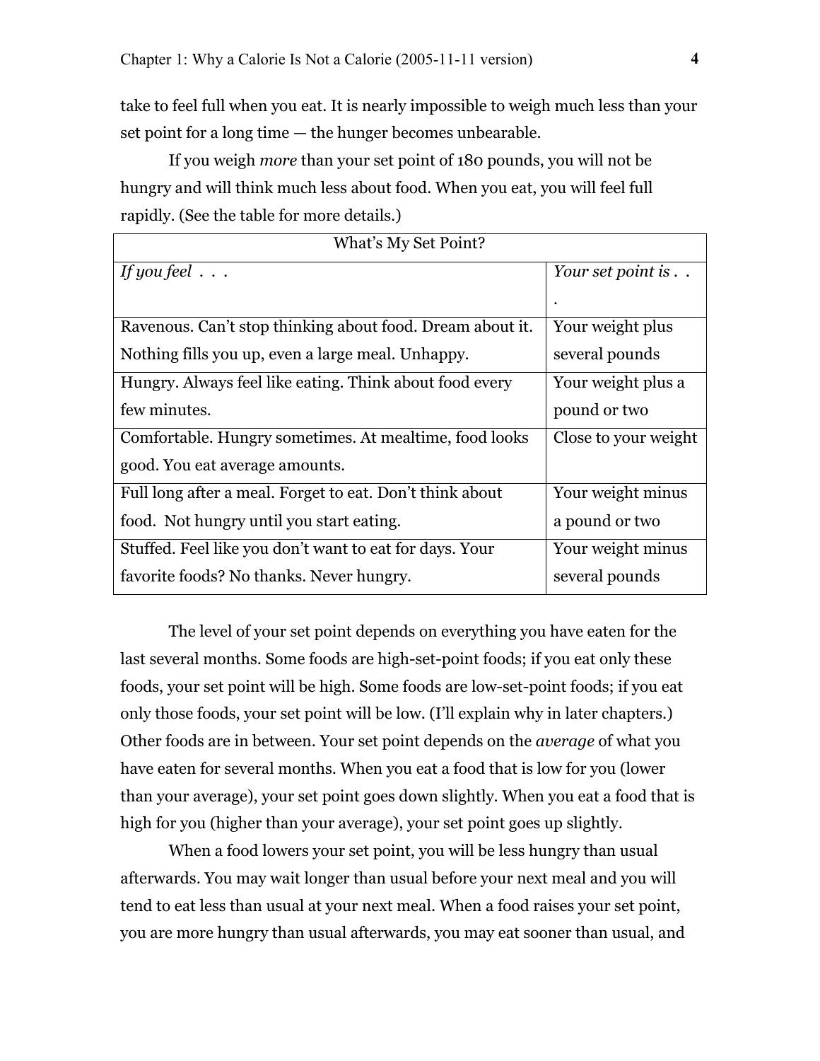take to feel full when you eat. It is nearly impossible to weigh much less than your set point for a long time — the hunger becomes unbearable.

If you weigh *more* than your set point of 180 pounds, you will not be hungry and will think much less about food. When you eat, you will feel full rapidly. (See the table for more details.)

| What's My Set Point? | |
|---|---|
| *If you feel . . .* | *Your set point is . . .* |
| Ravenous. Can't stop thinking about food. Dream about it. Nothing fills you up, even a large meal. Unhappy. | Your weight plus several pounds |
| Hungry. Always feel like eating. Think about food every few minutes. | Your weight plus a pound or two |
| Comfortable. Hungry sometimes. At mealtime, food looks good. You eat average amounts. | Close to your weight |
| Full long after a meal. Forget to eat. Don't think about food. Not hungry until you start eating. | Your weight minus a pound or two |
| Stuffed. Feel like you don't want to eat for days. Your favorite foods? No thanks. Never hungry. | Your weight minus several pounds |

The level of your set point depends on everything you have eaten for the last several months. Some foods are high-set-point foods; if you eat only these foods, your set point will be high. Some foods are low-set-point foods; if you eat only those foods, your set point will be low. (I'll explain why in later chapters.) Other foods are in between. Your set point depends on the *average* of what you have eaten for several months. When you eat a food that is low for you (lower than your average), your set point goes down slightly. When you eat a food that is high for you (higher than your average), your set point goes up slightly.

When a food lowers your set point, you will be less hungry than usual afterwards. You may wait longer than usual before your next meal and you will tend to eat less than usual at your next meal. When a food raises your set point, you are more hungry than usual afterwards, you may eat sooner than usual, and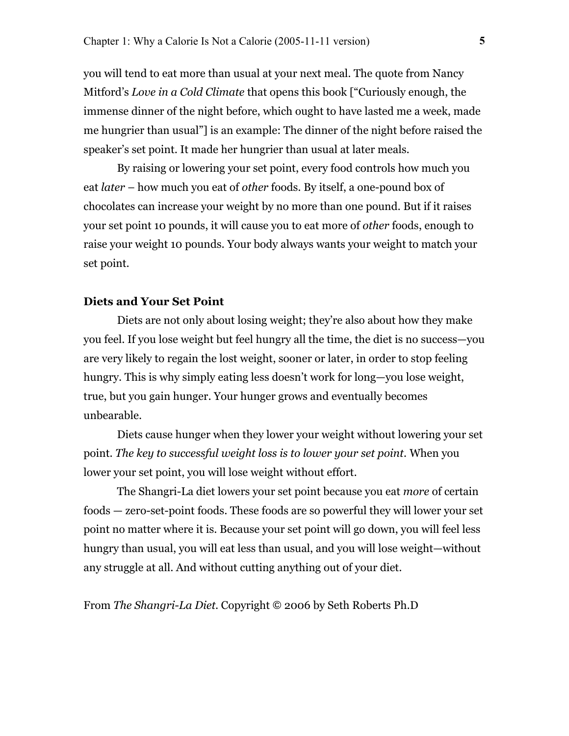you will tend to eat more than usual at your next meal. The quote from Nancy Mitford's *Love in a Cold Climate* that opens this book ["Curiously enough, the immense dinner of the night before, which ought to have lasted me a week, made me hungrier than usual"] is an example: The dinner of the night before raised the speaker's set point. It made her hungrier than usual at later meals.

By raising or lowering your set point, every food controls how much you eat *later* – how much you eat of *other* foods. By itself, a one-pound box of chocolates can increase your weight by no more than one pound. But if it raises your set point 10 pounds, it will cause you to eat more of *other* foods, enough to raise your weight 10 pounds. Your body always wants your weight to match your set point.

**Diets and Your Set Point**

Diets are not only about losing weight; they're also about how they make you feel. If you lose weight but feel hungry all the time, the diet is no success—you are very likely to regain the lost weight, sooner or later, in order to stop feeling hungry. This is why simply eating less doesn't work for long—you lose weight, true, but you gain hunger. Your hunger grows and eventually becomes unbearable.

Diets cause hunger when they lower your weight without lowering your set point. *The key to successful weight loss is to lower your set point.* When you lower your set point, you will lose weight without effort.

The Shangri-La diet lowers your set point because you eat *more* of certain foods — zero-set-point foods. These foods are so powerful they will lower your set point no matter where it is. Because your set point will go down, you will feel less hungry than usual, you will eat less than usual, and you will lose weight—without any struggle at all. And without cutting anything out of your diet.

From *The Shangri-La Diet*. Copyright © 2006 by Seth Roberts Ph.D